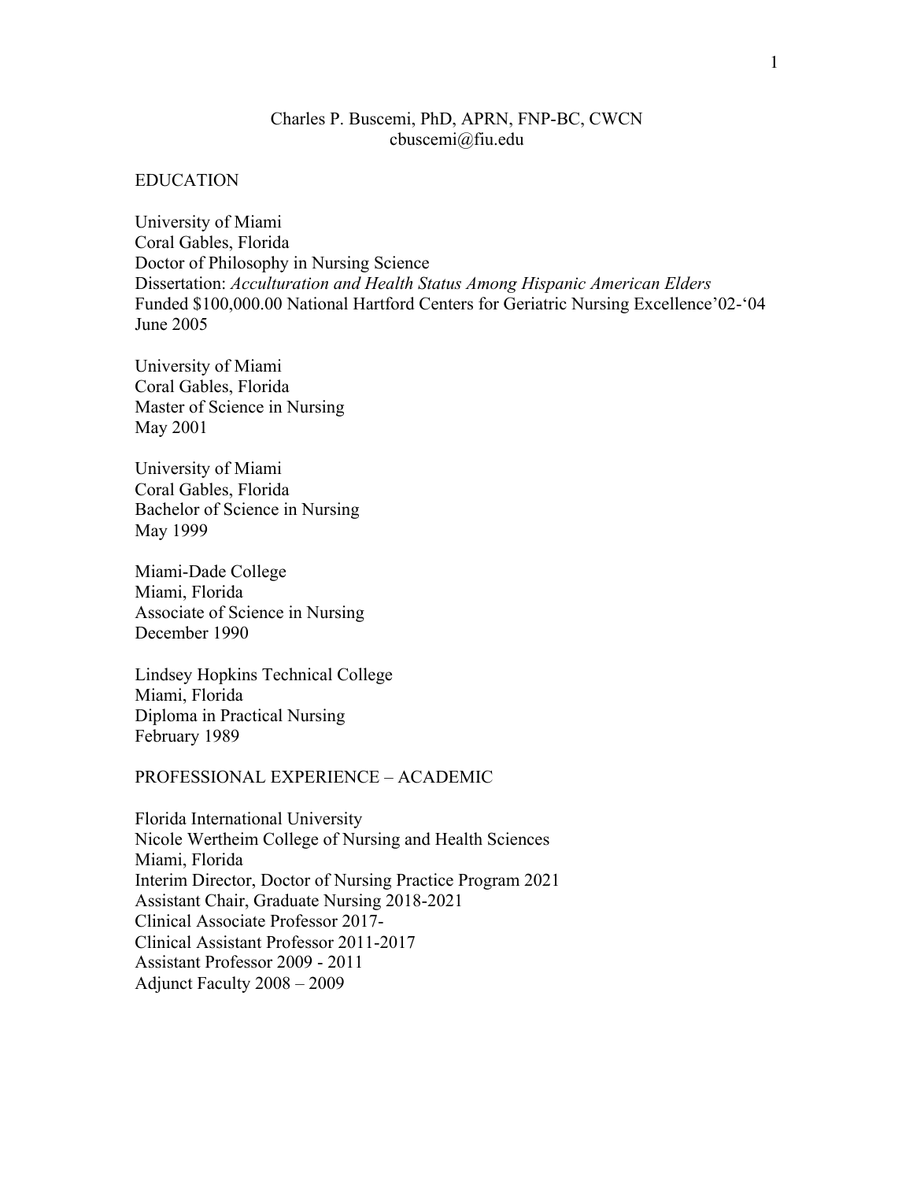# Charles P. Buscemi, PhD, APRN, FNP-BC, CWCN

cbuscemi@fiu.edu

## EDUCATION

University of Miami
Coral Gables, Florida
Doctor of Philosophy in Nursing Science
Dissertation: *Acculturation and Health Status Among Hispanic American Elders*
Funded $100,000.00 National Hartford Centers for Geriatric Nursing Excellence'02-'04
June 2005

University of Miami
Coral Gables, Florida
Master of Science in Nursing
May 2001

University of Miami
Coral Gables, Florida
Bachelor of Science in Nursing
May 1999

Miami-Dade College
Miami, Florida
Associate of Science in Nursing
December 1990

Lindsey Hopkins Technical College
Miami, Florida
Diploma in Practical Nursing
February 1989

## PROFESSIONAL EXPERIENCE – ACADEMIC

Florida International University
Nicole Wertheim College of Nursing and Health Sciences
Miami, Florida
Interim Director, Doctor of Nursing Practice Program 2021
Assistant Chair, Graduate Nursing 2018-2021
Clinical Associate Professor 2017-
Clinical Assistant Professor 2011-2017
Assistant Professor 2009 - 2011
Adjunct Faculty 2008 – 2009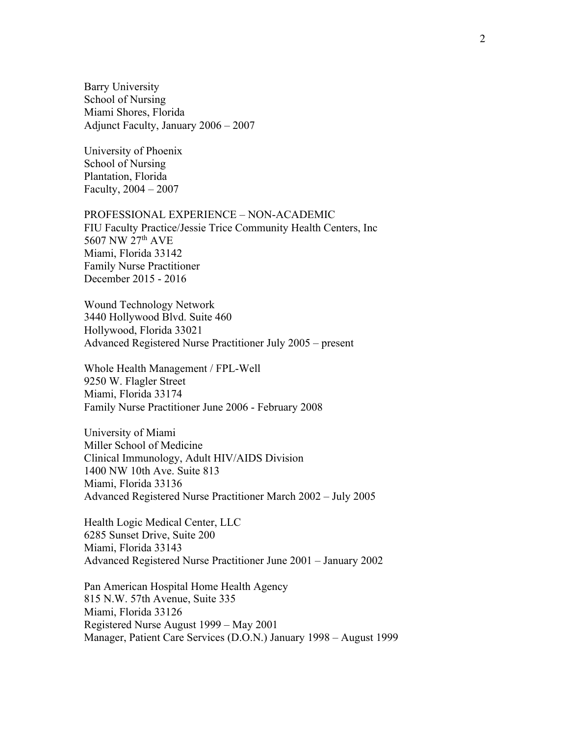Barry University
School of Nursing
Miami Shores, Florida
Adjunct Faculty, January 2006 – 2007

University of Phoenix
School of Nursing
Plantation, Florida
Faculty, 2004 – 2007

PROFESSIONAL EXPERIENCE – NON-ACADEMIC
FIU Faculty Practice/Jessie Trice Community Health Centers, Inc
5607 NW 27th AVE
Miami, Florida 33142
Family Nurse Practitioner
December 2015 - 2016

Wound Technology Network
3440 Hollywood Blvd. Suite 460
Hollywood, Florida 33021
Advanced Registered Nurse Practitioner July 2005 – present

Whole Health Management / FPL-Well
9250 W. Flagler Street
Miami, Florida 33174
Family Nurse Practitioner June 2006 - February 2008

University of Miami
Miller School of Medicine
Clinical Immunology, Adult HIV/AIDS Division
1400 NW 10th Ave. Suite 813
Miami, Florida 33136
Advanced Registered Nurse Practitioner March 2002 – July 2005

Health Logic Medical Center, LLC
6285 Sunset Drive, Suite 200
Miami, Florida 33143
Advanced Registered Nurse Practitioner June 2001 – January 2002

Pan American Hospital Home Health Agency
815 N.W. 57th Avenue, Suite 335
Miami, Florida 33126
Registered Nurse August 1999 – May 2001
Manager, Patient Care Services (D.O.N.) January 1998 – August 1999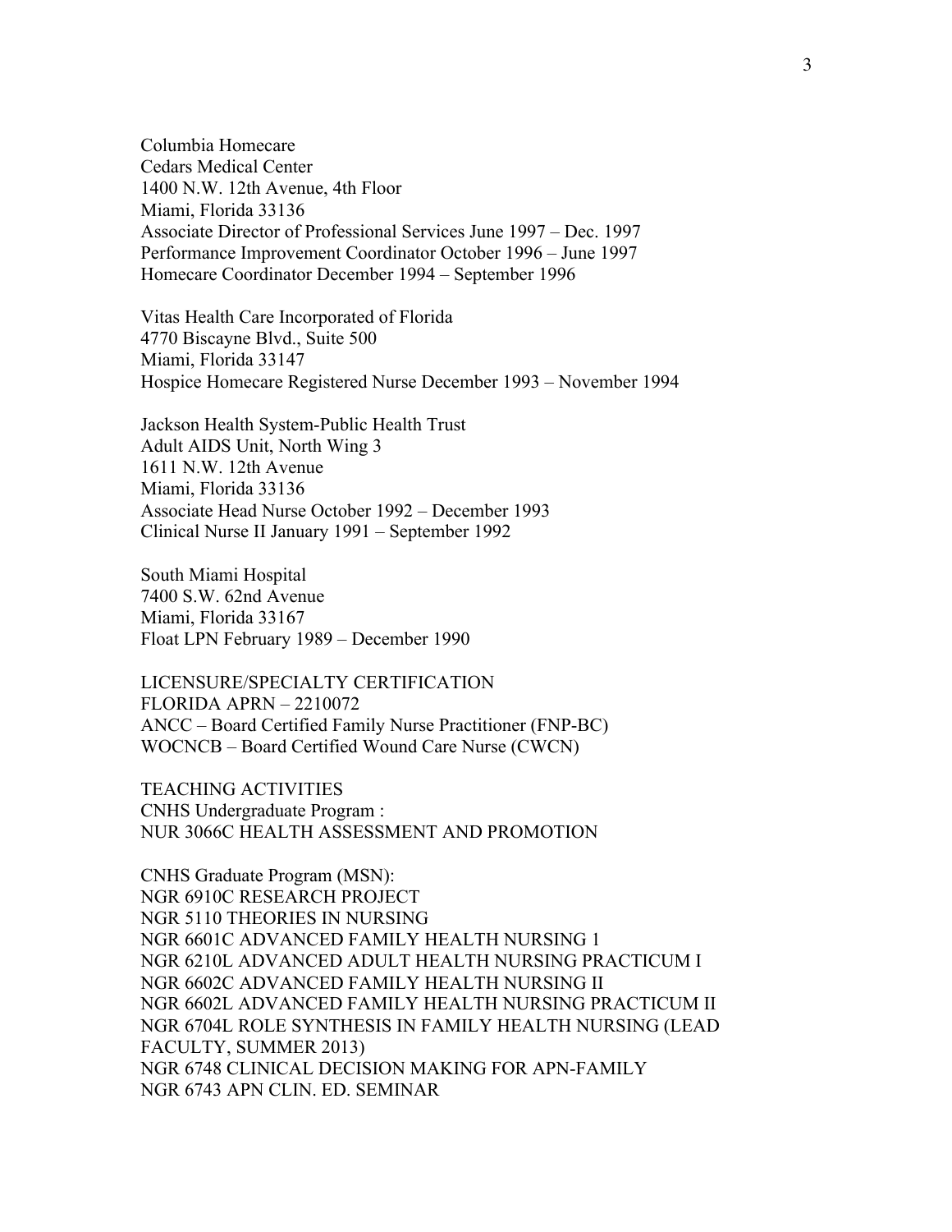Columbia Homecare
Cedars Medical Center
1400 N.W. 12th Avenue, 4th Floor
Miami, Florida 33136
Associate Director of Professional Services June 1997 – Dec. 1997
Performance Improvement Coordinator October 1996 – June 1997
Homecare Coordinator December 1994 – September 1996

Vitas Health Care Incorporated of Florida
4770 Biscayne Blvd., Suite 500
Miami, Florida 33147
Hospice Homecare Registered Nurse December 1993 – November 1994

Jackson Health System-Public Health Trust
Adult AIDS Unit, North Wing 3
1611 N.W. 12th Avenue
Miami, Florida 33136
Associate Head Nurse October 1992 – December 1993
Clinical Nurse II January 1991 – September 1992

South Miami Hospital
7400 S.W. 62nd Avenue
Miami, Florida 33167
Float LPN February 1989 – December 1990

## LICENSURE/SPECIALTY CERTIFICATION

FLORIDA APRN – 2210072
ANCC – Board Certified Family Nurse Practitioner (FNP-BC)
WOCNCB – Board Certified Wound Care Nurse (CWCN)

## TEACHING ACTIVITIES

CNHS Undergraduate Program :
NUR 3066C HEALTH ASSESSMENT AND PROMOTION

CNHS Graduate Program (MSN):
NGR 6910C RESEARCH PROJECT
NGR 5110 THEORIES IN NURSING
NGR 6601C ADVANCED FAMILY HEALTH NURSING 1
NGR 6210L ADVANCED ADULT HEALTH NURSING PRACTICUM I
NGR 6602C ADVANCED FAMILY HEALTH NURSING II
NGR 6602L ADVANCED FAMILY HEALTH NURSING PRACTICUM II
NGR 6704L ROLE SYNTHESIS IN FAMILY HEALTH NURSING (LEAD FACULTY, SUMMER 2013)
NGR 6748 CLINICAL DECISION MAKING FOR APN-FAMILY
NGR 6743 APN CLIN. ED. SEMINAR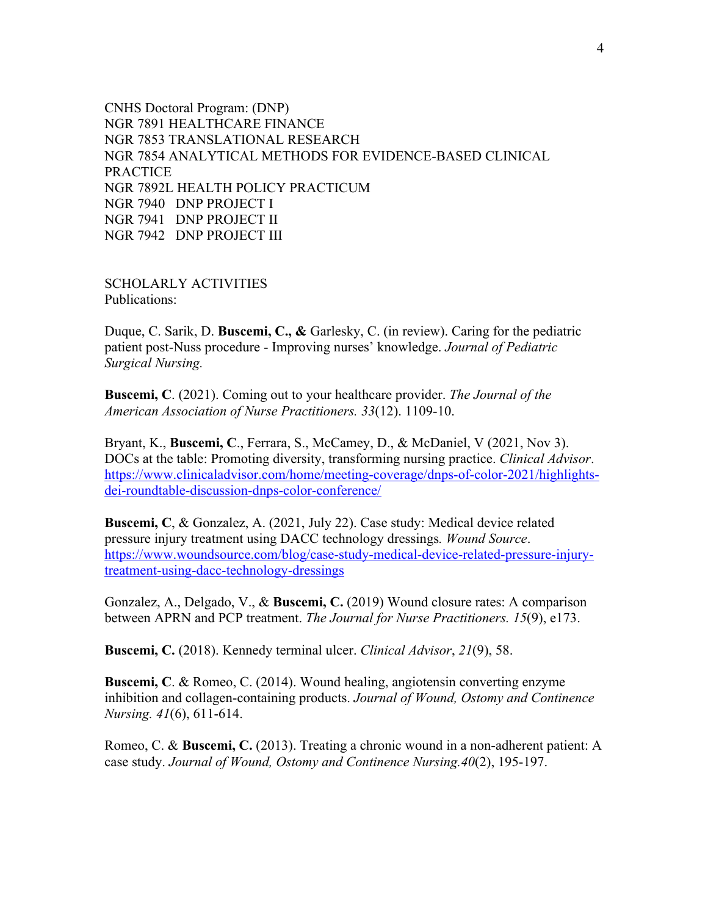CNHS Doctoral Program: (DNP)
NGR 7891 HEALTHCARE FINANCE
NGR 7853 TRANSLATIONAL RESEARCH
NGR 7854 ANALYTICAL METHODS FOR EVIDENCE-BASED CLINICAL PRACTICE
NGR 7892L HEALTH POLICY PRACTICUM
NGR 7940 DNP PROJECT I
NGR 7941 DNP PROJECT II
NGR 7942 DNP PROJECT III

SCHOLARLY ACTIVITIES
Publications:

Duque, C. Sarik, D. **Buscemi, C., &** Garlesky, C. (in review). Caring for the pediatric patient post-Nuss procedure - Improving nurses' knowledge. *Journal of Pediatric Surgical Nursing.*

**Buscemi, C**. (2021). Coming out to your healthcare provider. *The Journal of the American Association of Nurse Practitioners. 33*(12). 1109-10.

Bryant, K., **Buscemi, C**., Ferrara, S., McCamey, D., & McDaniel, V (2021, Nov 3). DOCs at the table: Promoting diversity, transforming nursing practice. *Clinical Advisor*. https://www.clinicaladvisor.com/home/meeting-coverage/dnps-of-color-2021/highlights-dei-roundtable-discussion-dnps-color-conference/

**Buscemi, C**, & Gonzalez, A. (2021, July 22). Case study: Medical device related pressure injury treatment using DACC technology dressings*. Wound Source*. https://www.woundsource.com/blog/case-study-medical-device-related-pressure-injury-treatment-using-dacc-technology-dressings

Gonzalez, A., Delgado, V., & **Buscemi, C.** (2019) Wound closure rates: A comparison between APRN and PCP treatment. *The Journal for Nurse Practitioners. 15*(9), e173.

**Buscemi, C.** (2018). Kennedy terminal ulcer. *Clinical Advisor*, *21*(9), 58.

**Buscemi, C**. & Romeo, C. (2014). Wound healing, angiotensin converting enzyme inhibition and collagen-containing products. *Journal of Wound, Ostomy and Continence Nursing. 41*(6), 611-614.

Romeo, C. & **Buscemi, C.** (2013). Treating a chronic wound in a non-adherent patient: A case study. *Journal of Wound, Ostomy and Continence Nursing.40*(2), 195-197.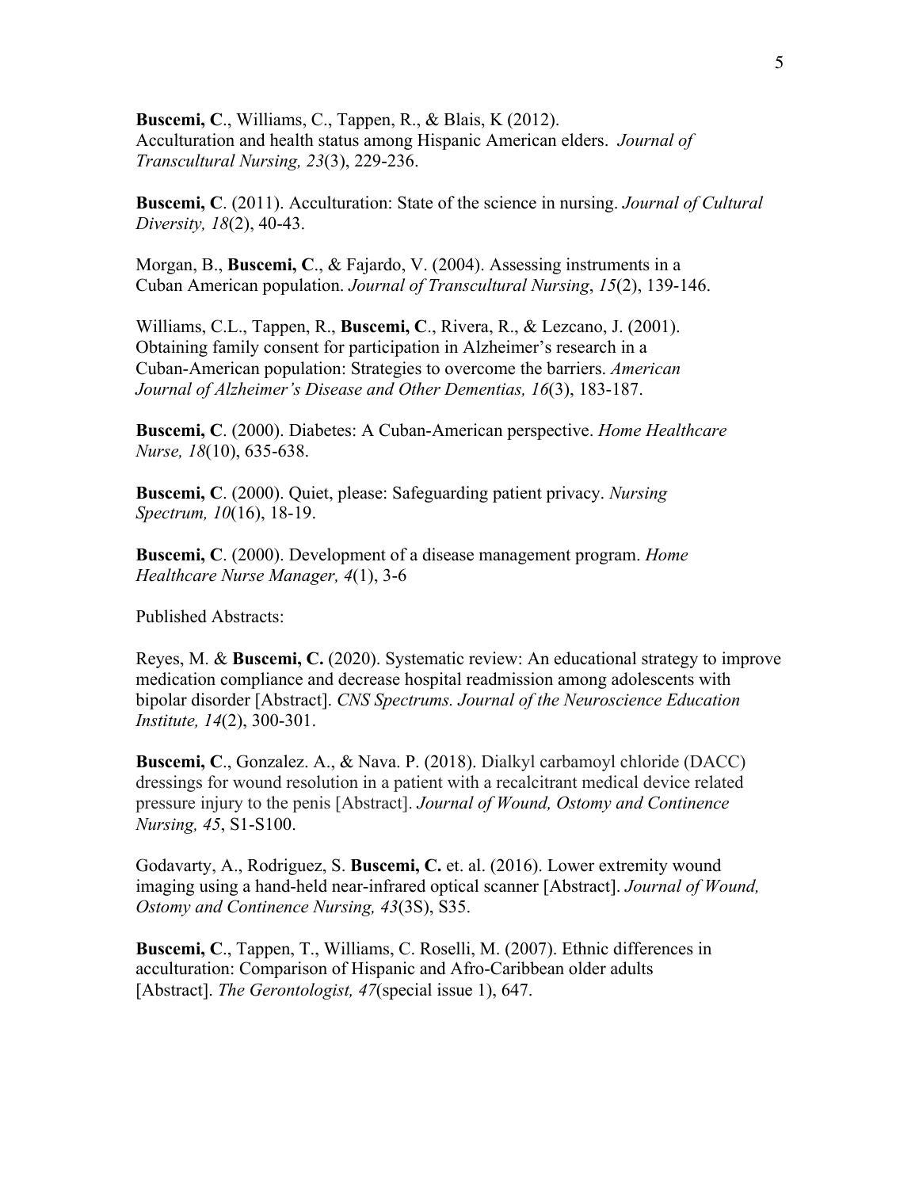**Buscemi, C**., Williams, C., Tappen, R., & Blais, K (2012). Acculturation and health status among Hispanic American elders. *Journal of Transcultural Nursing, 23*(3), 229-236.

**Buscemi, C**. (2011). Acculturation: State of the science in nursing. *Journal of Cultural Diversity, 18*(2), 40-43.

Morgan, B., **Buscemi, C**., & Fajardo, V. (2004). Assessing instruments in a Cuban American population. *Journal of Transcultural Nursing*, *15*(2), 139-146.

Williams, C.L., Tappen, R., **Buscemi, C**., Rivera, R., & Lezcano, J. (2001). Obtaining family consent for participation in Alzheimer's research in a Cuban-American population: Strategies to overcome the barriers. *American Journal of Alzheimer's Disease and Other Dementias, 16*(3), 183-187.

**Buscemi, C**. (2000). Diabetes: A Cuban-American perspective. *Home Healthcare Nurse, 18*(10), 635-638.

**Buscemi, C**. (2000). Quiet, please: Safeguarding patient privacy. *Nursing Spectrum, 10*(16), 18-19.

**Buscemi, C**. (2000). Development of a disease management program. *Home Healthcare Nurse Manager, 4*(1), 3-6

Published Abstracts:

Reyes, M. & **Buscemi, C.** (2020). Systematic review: An educational strategy to improve medication compliance and decrease hospital readmission among adolescents with bipolar disorder [Abstract]. *CNS Spectrums. Journal of the Neuroscience Education Institute, 14*(2), 300-301.

**Buscemi, C**., Gonzalez. A., & Nava. P. (2018). Dialkyl carbamoyl chloride (DACC) dressings for wound resolution in a patient with a recalcitrant medical device related pressure injury to the penis [Abstract]. *Journal of Wound, Ostomy and Continence Nursing, 45*, S1-S100.

Godavarty, A., Rodriguez, S. **Buscemi, C.** et. al. (2016). Lower extremity wound imaging using a hand-held near-infrared optical scanner [Abstract]. *Journal of Wound, Ostomy and Continence Nursing, 43*(3S), S35.

**Buscemi, C**., Tappen, T., Williams, C. Roselli, M. (2007). Ethnic differences in acculturation: Comparison of Hispanic and Afro-Caribbean older adults [Abstract]. *The Gerontologist, 47*(special issue 1), 647.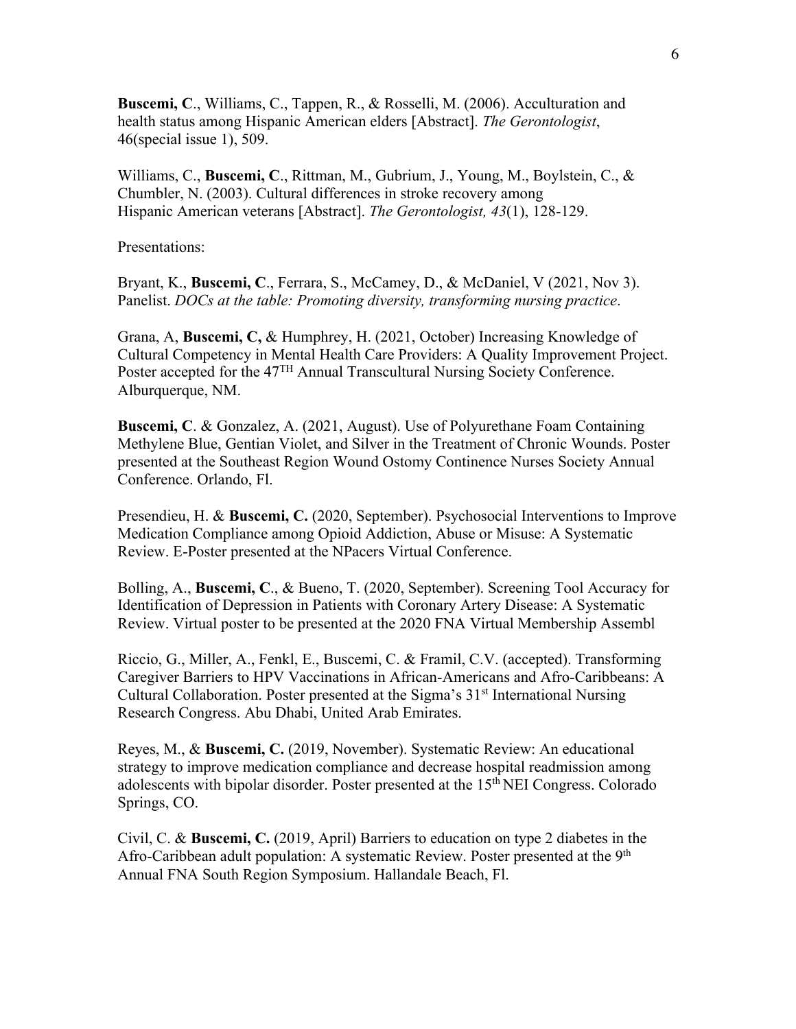**Buscemi, C**., Williams, C., Tappen, R., & Rosselli, M. (2006). Acculturation and health status among Hispanic American elders [Abstract]. *The Gerontologist*, 46(special issue 1), 509.

Williams, C., **Buscemi, C**., Rittman, M., Gubrium, J., Young, M., Boylstein, C., & Chumbler, N. (2003). Cultural differences in stroke recovery among Hispanic American veterans [Abstract]. *The Gerontologist, 43*(1), 128-129.

Presentations:

Bryant, K., **Buscemi, C**., Ferrara, S., McCamey, D., & McDaniel, V (2021, Nov 3). Panelist. *DOCs at the table: Promoting diversity, transforming nursing practice*.

Grana, A, **Buscemi, C,** & Humphrey, H. (2021, October) Increasing Knowledge of Cultural Competency in Mental Health Care Providers: A Quality Improvement Project. Poster accepted for the 47[TH] Annual Transcultural Nursing Society Conference. Alburquerque, NM.

**Buscemi, C**. & Gonzalez, A. (2021, August). Use of Polyurethane Foam Containing Methylene Blue, Gentian Violet, and Silver in the Treatment of Chronic Wounds. Poster presented at the Southeast Region Wound Ostomy Continence Nurses Society Annual Conference. Orlando, Fl.

Presendieu, H. & **Buscemi, C.** (2020, September). Psychosocial Interventions to Improve Medication Compliance among Opioid Addiction, Abuse or Misuse: A Systematic Review. E-Poster presented at the NPacers Virtual Conference.

Bolling, A., **Buscemi, C**., & Bueno, T. (2020, September). Screening Tool Accuracy for Identification of Depression in Patients with Coronary Artery Disease: A Systematic Review. Virtual poster to be presented at the 2020 FNA Virtual Membership Assembl

Riccio, G., Miller, A., Fenkl, E., Buscemi, C. & Framil, C.V. (accepted). Transforming Caregiver Barriers to HPV Vaccinations in African-Americans and Afro-Caribbeans: A Cultural Collaboration. Poster presented at the Sigma's 31[st] International Nursing Research Congress. Abu Dhabi, United Arab Emirates.

Reyes, M., & **Buscemi, C.** (2019, November). Systematic Review: An educational strategy to improve medication compliance and decrease hospital readmission among adolescents with bipolar disorder. Poster presented at the 15[th] NEI Congress. Colorado Springs, CO.

Civil, C. & **Buscemi, C.** (2019, April) Barriers to education on type 2 diabetes in the Afro-Caribbean adult population: A systematic Review. Poster presented at the 9[th] Annual FNA South Region Symposium. Hallandale Beach, Fl.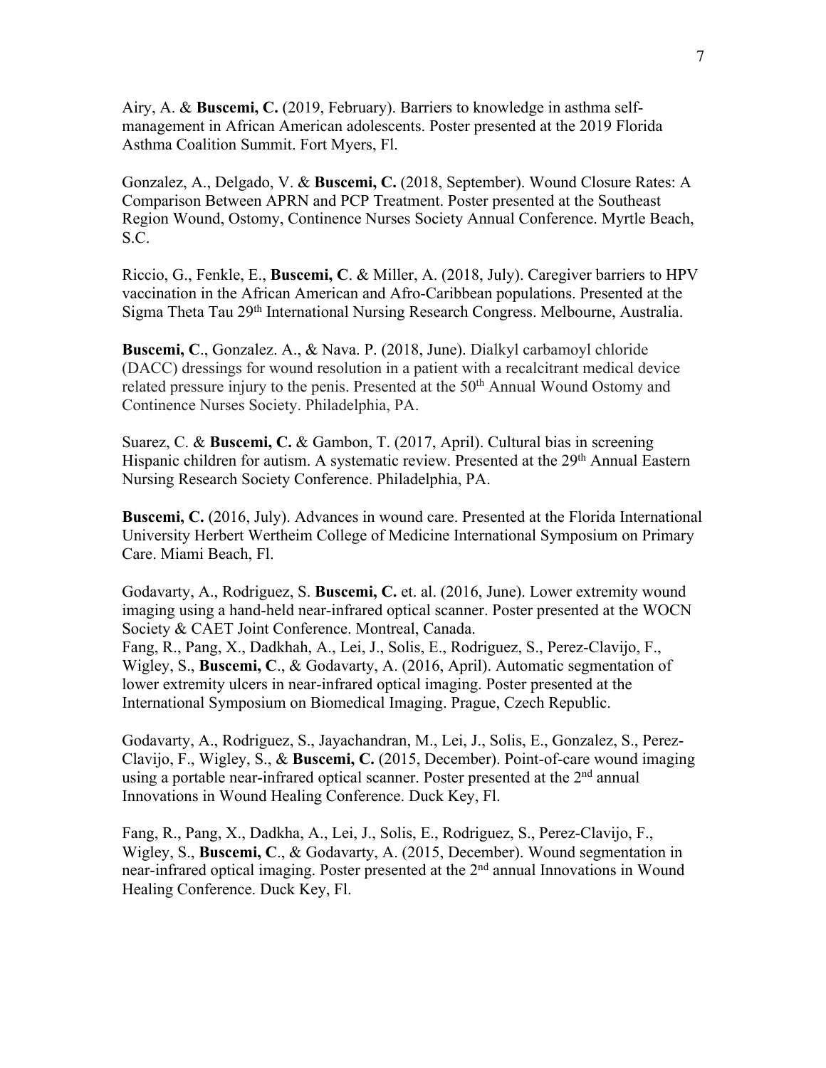Airy, A. & **Buscemi, C.** (2019, February). Barriers to knowledge in asthma self-management in African American adolescents. Poster presented at the 2019 Florida Asthma Coalition Summit. Fort Myers, Fl.

Gonzalez, A., Delgado, V. & **Buscemi, C.** (2018, September). Wound Closure Rates: A Comparison Between APRN and PCP Treatment. Poster presented at the Southeast Region Wound, Ostomy, Continence Nurses Society Annual Conference. Myrtle Beach, S.C.

Riccio, G., Fenkle, E., **Buscemi, C**. & Miller, A. (2018, July). Caregiver barriers to HPV vaccination in the African American and Afro-Caribbean populations. Presented at the Sigma Theta Tau 29th International Nursing Research Congress. Melbourne, Australia.

**Buscemi, C**., Gonzalez. A., & Nava. P. (2018, June). Dialkyl carbamoyl chloride (DACC) dressings for wound resolution in a patient with a recalcitrant medical device related pressure injury to the penis. Presented at the 50th Annual Wound Ostomy and Continence Nurses Society. Philadelphia, PA.

Suarez, C. & **Buscemi, C.** & Gambon, T. (2017, April). Cultural bias in screening Hispanic children for autism. A systematic review. Presented at the 29th Annual Eastern Nursing Research Society Conference. Philadelphia, PA.

**Buscemi, C.** (2016, July). Advances in wound care. Presented at the Florida International University Herbert Wertheim College of Medicine International Symposium on Primary Care. Miami Beach, Fl.

Godavarty, A., Rodriguez, S. **Buscemi, C.** et. al. (2016, June). Lower extremity wound imaging using a hand-held near-infrared optical scanner. Poster presented at the WOCN Society & CAET Joint Conference. Montreal, Canada.

Fang, R., Pang, X., Dadkhah, A., Lei, J., Solis, E., Rodriguez, S., Perez-Clavijo, F., Wigley, S., **Buscemi, C**., & Godavarty, A. (2016, April). Automatic segmentation of lower extremity ulcers in near-infrared optical imaging. Poster presented at the International Symposium on Biomedical Imaging. Prague, Czech Republic.

Godavarty, A., Rodriguez, S., Jayachandran, M., Lei, J., Solis, E., Gonzalez, S., Perez-Clavijo, F., Wigley, S., & **Buscemi, C.** (2015, December). Point-of-care wound imaging using a portable near-infrared optical scanner. Poster presented at the 2nd annual Innovations in Wound Healing Conference. Duck Key, Fl.

Fang, R., Pang, X., Dadkha, A., Lei, J., Solis, E., Rodriguez, S., Perez-Clavijo, F., Wigley, S., **Buscemi, C**., & Godavarty, A. (2015, December). Wound segmentation in near-infrared optical imaging. Poster presented at the 2nd annual Innovations in Wound Healing Conference. Duck Key, Fl.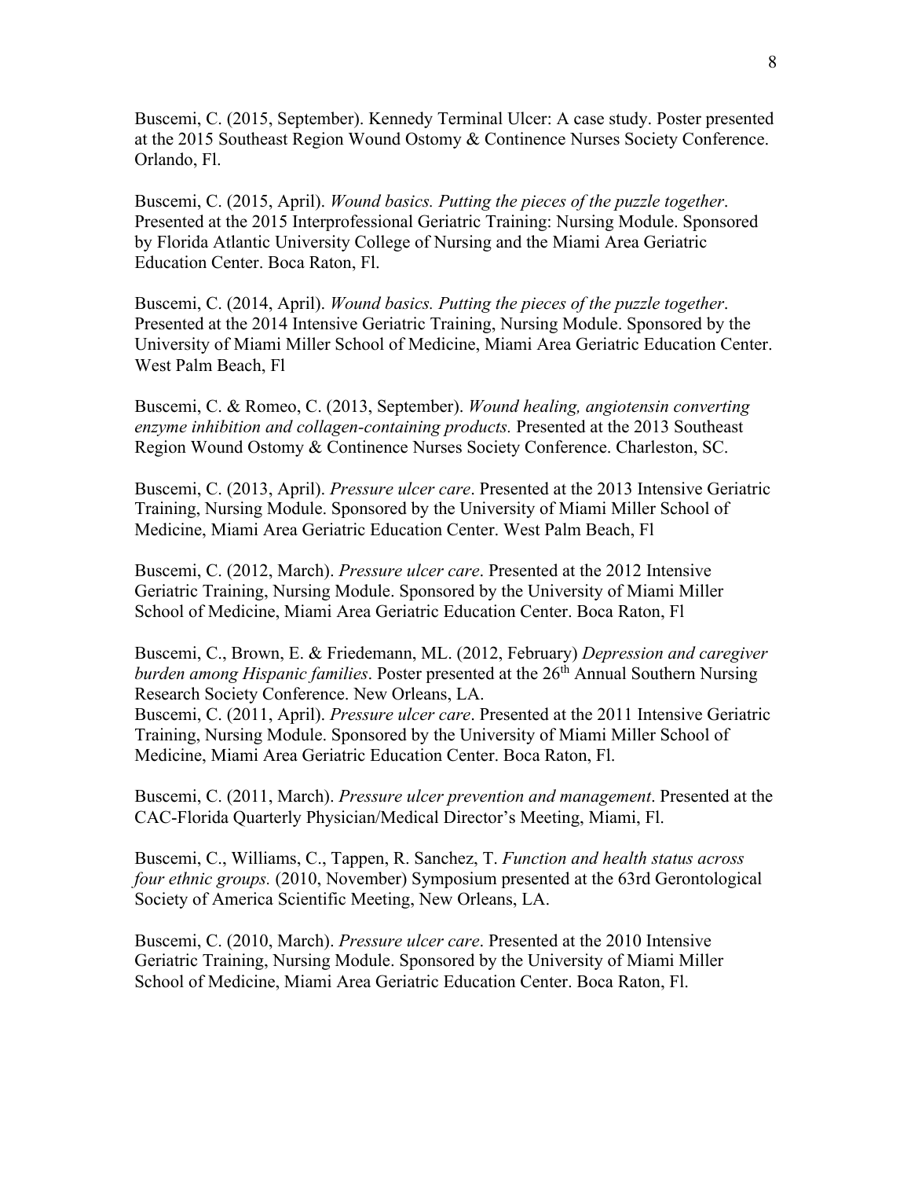Buscemi, C. (2015, September). Kennedy Terminal Ulcer: A case study. Poster presented at the 2015 Southeast Region Wound Ostomy & Continence Nurses Society Conference. Orlando, Fl.

Buscemi, C. (2015, April). *Wound basics. Putting the pieces of the puzzle together*. Presented at the 2015 Interprofessional Geriatric Training: Nursing Module. Sponsored by Florida Atlantic University College of Nursing and the Miami Area Geriatric Education Center. Boca Raton, Fl.

Buscemi, C. (2014, April). *Wound basics. Putting the pieces of the puzzle together*. Presented at the 2014 Intensive Geriatric Training, Nursing Module. Sponsored by the University of Miami Miller School of Medicine, Miami Area Geriatric Education Center. West Palm Beach, Fl

Buscemi, C. & Romeo, C. (2013, September). *Wound healing, angiotensin converting enzyme inhibition and collagen-containing products.* Presented at the 2013 Southeast Region Wound Ostomy & Continence Nurses Society Conference. Charleston, SC.

Buscemi, C. (2013, April). *Pressure ulcer care*. Presented at the 2013 Intensive Geriatric Training, Nursing Module. Sponsored by the University of Miami Miller School of Medicine, Miami Area Geriatric Education Center. West Palm Beach, Fl

Buscemi, C. (2012, March). *Pressure ulcer care*. Presented at the 2012 Intensive Geriatric Training, Nursing Module. Sponsored by the University of Miami Miller School of Medicine, Miami Area Geriatric Education Center. Boca Raton, Fl

Buscemi, C., Brown, E. & Friedemann, ML. (2012, February) *Depression and caregiver burden among Hispanic families*. Poster presented at the 26th Annual Southern Nursing Research Society Conference. New Orleans, LA.

Buscemi, C. (2011, April). *Pressure ulcer care*. Presented at the 2011 Intensive Geriatric Training, Nursing Module. Sponsored by the University of Miami Miller School of Medicine, Miami Area Geriatric Education Center. Boca Raton, Fl.

Buscemi, C. (2011, March). *Pressure ulcer prevention and management*. Presented at the CAC-Florida Quarterly Physician/Medical Director's Meeting, Miami, Fl.

Buscemi, C., Williams, C., Tappen, R. Sanchez, T. *Function and health status across four ethnic groups.* (2010, November) Symposium presented at the 63rd Gerontological Society of America Scientific Meeting, New Orleans, LA.

Buscemi, C. (2010, March). *Pressure ulcer care*. Presented at the 2010 Intensive Geriatric Training, Nursing Module. Sponsored by the University of Miami Miller School of Medicine, Miami Area Geriatric Education Center. Boca Raton, Fl.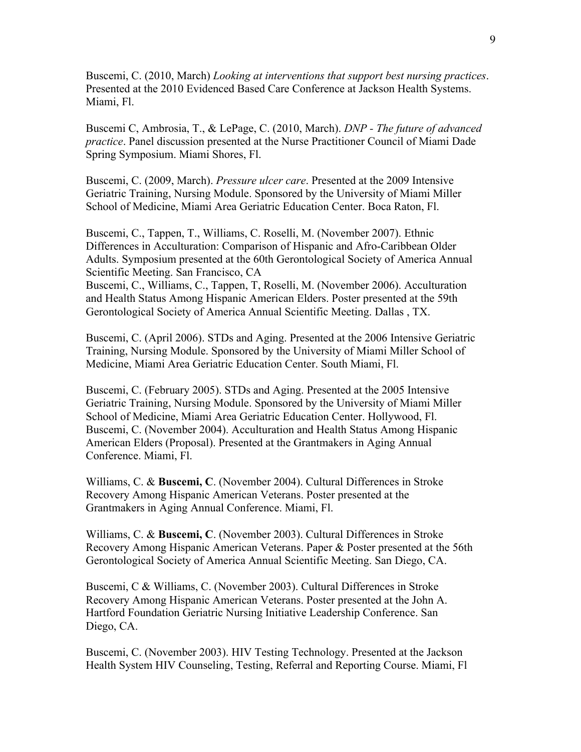Buscemi, C. (2010, March) *Looking at interventions that support best nursing practices*. Presented at the 2010 Evidenced Based Care Conference at Jackson Health Systems. Miami, Fl.

Buscemi C, Ambrosia, T., & LePage, C. (2010, March). *DNP - The future of advanced practice*. Panel discussion presented at the Nurse Practitioner Council of Miami Dade Spring Symposium. Miami Shores, Fl.

Buscemi, C. (2009, March). *Pressure ulcer care*. Presented at the 2009 Intensive Geriatric Training, Nursing Module. Sponsored by the University of Miami Miller School of Medicine, Miami Area Geriatric Education Center. Boca Raton, Fl.

Buscemi, C., Tappen, T., Williams, C. Roselli, M. (November 2007). Ethnic Differences in Acculturation: Comparison of Hispanic and Afro-Caribbean Older Adults. Symposium presented at the 60th Gerontological Society of America Annual Scientific Meeting. San Francisco, CA

Buscemi, C., Williams, C., Tappen, T, Roselli, M. (November 2006). Acculturation and Health Status Among Hispanic American Elders. Poster presented at the 59th Gerontological Society of America Annual Scientific Meeting. Dallas , TX.

Buscemi, C. (April 2006). STDs and Aging. Presented at the 2006 Intensive Geriatric Training, Nursing Module. Sponsored by the University of Miami Miller School of Medicine, Miami Area Geriatric Education Center. South Miami, Fl.

Buscemi, C. (February 2005). STDs and Aging. Presented at the 2005 Intensive Geriatric Training, Nursing Module. Sponsored by the University of Miami Miller School of Medicine, Miami Area Geriatric Education Center. Hollywood, Fl.

Buscemi, C. (November 2004). Acculturation and Health Status Among Hispanic American Elders (Proposal). Presented at the Grantmakers in Aging Annual Conference. Miami, Fl.

Williams, C. & **Buscemi, C**. (November 2004). Cultural Differences in Stroke Recovery Among Hispanic American Veterans. Poster presented at the Grantmakers in Aging Annual Conference. Miami, Fl.

Williams, C. & **Buscemi, C**. (November 2003). Cultural Differences in Stroke Recovery Among Hispanic American Veterans. Paper & Poster presented at the 56th Gerontological Society of America Annual Scientific Meeting. San Diego, CA.

Buscemi, C & Williams, C. (November 2003). Cultural Differences in Stroke Recovery Among Hispanic American Veterans. Poster presented at the John A. Hartford Foundation Geriatric Nursing Initiative Leadership Conference. San Diego, CA.

Buscemi, C. (November 2003). HIV Testing Technology. Presented at the Jackson Health System HIV Counseling, Testing, Referral and Reporting Course. Miami, Fl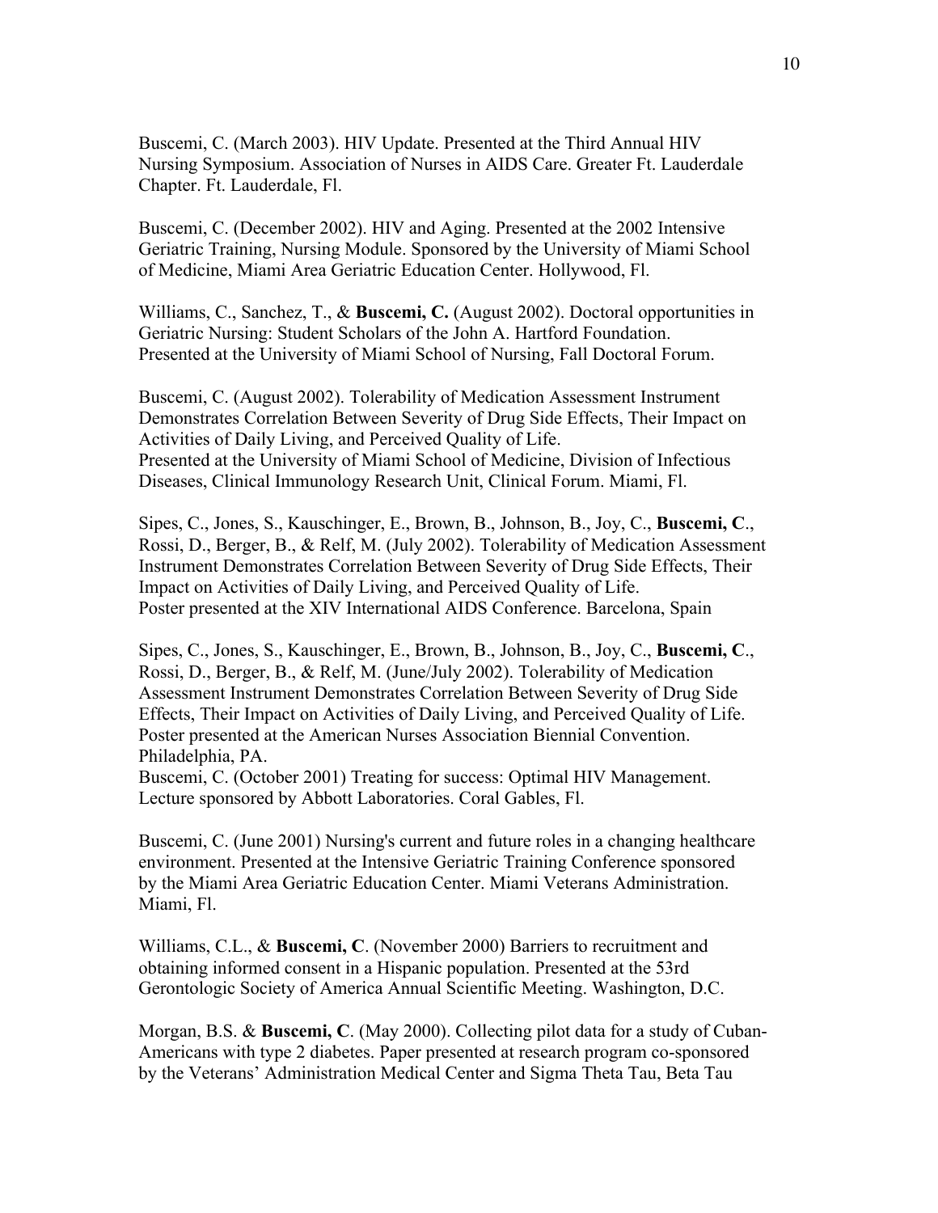Buscemi, C. (March 2003). HIV Update. Presented at the Third Annual HIV Nursing Symposium. Association of Nurses in AIDS Care. Greater Ft. Lauderdale Chapter. Ft. Lauderdale, Fl.

Buscemi, C. (December 2002). HIV and Aging. Presented at the 2002 Intensive Geriatric Training, Nursing Module. Sponsored by the University of Miami School of Medicine, Miami Area Geriatric Education Center. Hollywood, Fl.

Williams, C., Sanchez, T., & **Buscemi, C.** (August 2002). Doctoral opportunities in Geriatric Nursing: Student Scholars of the John A. Hartford Foundation. Presented at the University of Miami School of Nursing, Fall Doctoral Forum.

Buscemi, C. (August 2002). Tolerability of Medication Assessment Instrument Demonstrates Correlation Between Severity of Drug Side Effects, Their Impact on Activities of Daily Living, and Perceived Quality of Life.
Presented at the University of Miami School of Medicine, Division of Infectious Diseases, Clinical Immunology Research Unit, Clinical Forum. Miami, Fl.

Sipes, C., Jones, S., Kauschinger, E., Brown, B., Johnson, B., Joy, C., **Buscemi, C**., Rossi, D., Berger, B., & Relf, M. (July 2002). Tolerability of Medication Assessment Instrument Demonstrates Correlation Between Severity of Drug Side Effects, Their Impact on Activities of Daily Living, and Perceived Quality of Life.
Poster presented at the XIV International AIDS Conference. Barcelona, Spain

Sipes, C., Jones, S., Kauschinger, E., Brown, B., Johnson, B., Joy, C., **Buscemi, C**., Rossi, D., Berger, B., & Relf, M. (June/July 2002). Tolerability of Medication Assessment Instrument Demonstrates Correlation Between Severity of Drug Side Effects, Their Impact on Activities of Daily Living, and Perceived Quality of Life.
Poster presented at the American Nurses Association Biennial Convention. Philadelphia, PA.
Buscemi, C. (October 2001) Treating for success: Optimal HIV Management. Lecture sponsored by Abbott Laboratories. Coral Gables, Fl.

Buscemi, C. (June 2001) Nursing's current and future roles in a changing healthcare environment. Presented at the Intensive Geriatric Training Conference sponsored by the Miami Area Geriatric Education Center. Miami Veterans Administration. Miami, Fl.

Williams, C.L., & **Buscemi, C**. (November 2000) Barriers to recruitment and obtaining informed consent in a Hispanic population. Presented at the 53rd Gerontologic Society of America Annual Scientific Meeting. Washington, D.C.

Morgan, B.S. & **Buscemi, C**. (May 2000). Collecting pilot data for a study of Cuban-Americans with type 2 diabetes. Paper presented at research program co-sponsored by the Veterans' Administration Medical Center and Sigma Theta Tau, Beta Tau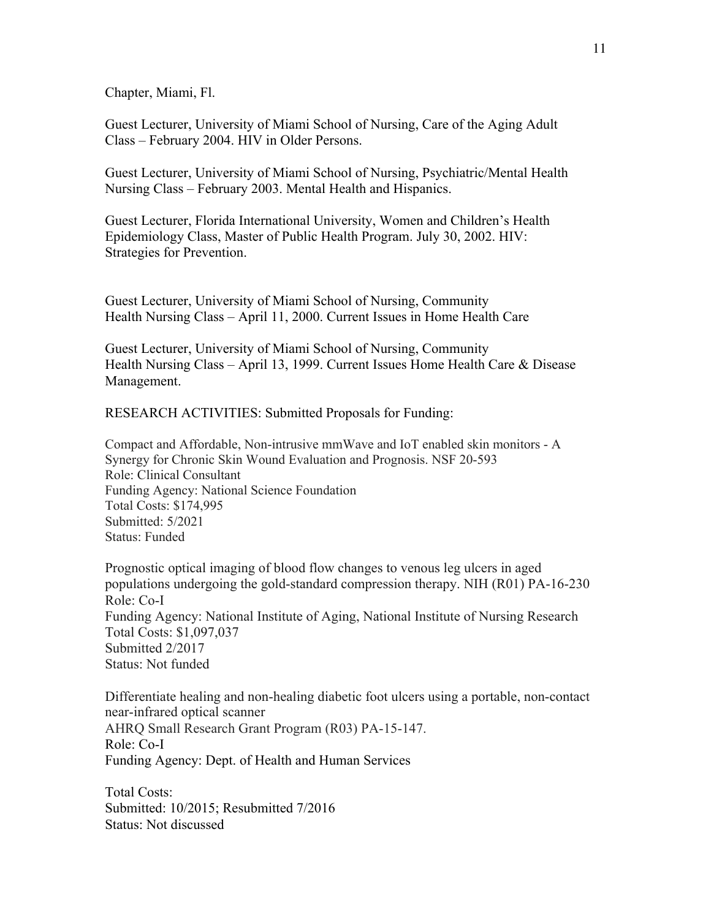Chapter, Miami, Fl.

Guest Lecturer, University of Miami School of Nursing, Care of the Aging Adult Class – February 2004. HIV in Older Persons.

Guest Lecturer, University of Miami School of Nursing, Psychiatric/Mental Health Nursing Class – February 2003. Mental Health and Hispanics.

Guest Lecturer, Florida International University, Women and Children's Health Epidemiology Class, Master of Public Health Program. July 30, 2002. HIV: Strategies for Prevention.

Guest Lecturer, University of Miami School of Nursing, Community Health Nursing Class – April 11, 2000. Current Issues in Home Health Care

Guest Lecturer, University of Miami School of Nursing, Community Health Nursing Class – April 13, 1999. Current Issues Home Health Care & Disease Management.

RESEARCH ACTIVITIES: Submitted Proposals for Funding:

Compact and Affordable, Non-intrusive mmWave and IoT enabled skin monitors - A Synergy for Chronic Skin Wound Evaluation and Prognosis. NSF 20-593
Role: Clinical Consultant
Funding Agency: National Science Foundation
Total Costs: $174,995
Submitted: 5/2021
Status: Funded

Prognostic optical imaging of blood flow changes to venous leg ulcers in aged populations undergoing the gold-standard compression therapy. NIH (R01) PA-16-230
Role: Co-I
Funding Agency: National Institute of Aging, National Institute of Nursing Research
Total Costs: $1,097,037
Submitted 2/2017
Status: Not funded

Differentiate healing and non-healing diabetic foot ulcers using a portable, non-contact near-infrared optical scanner
AHRQ Small Research Grant Program (R03) PA-15-147.
Role: Co-I
Funding Agency: Dept. of Health and Human Services

Total Costs:
Submitted: 10/2015; Resubmitted 7/2016
Status: Not discussed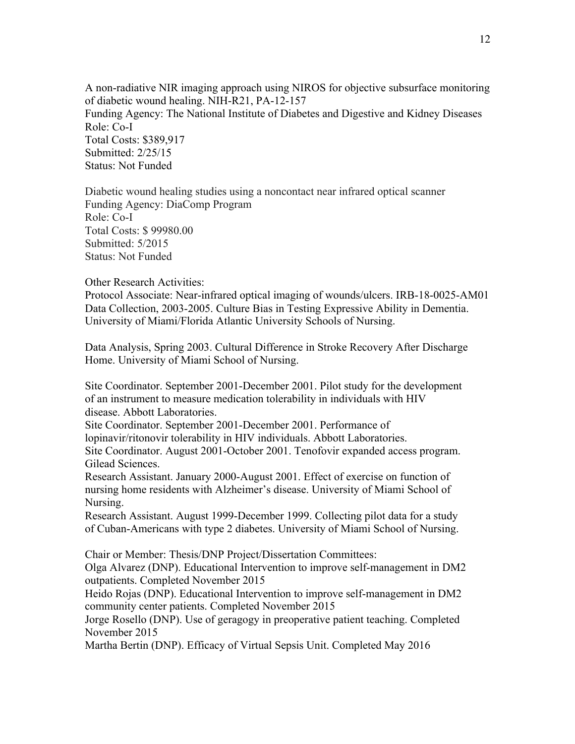A non-radiative NIR imaging approach using NIROS for objective subsurface monitoring of diabetic wound healing. NIH-R21, PA-12-157
Funding Agency: The National Institute of Diabetes and Digestive and Kidney Diseases
Role: Co-I
Total Costs: $389,917
Submitted: 2/25/15
Status: Not Funded

Diabetic wound healing studies using a noncontact near infrared optical scanner
Funding Agency: DiaComp Program
Role: Co-I
Total Costs: $ 99980.00
Submitted: 5/2015
Status: Not Funded

Other Research Activities:
Protocol Associate: Near-infrared optical imaging of wounds/ulcers. IRB-18-0025-AM01
Data Collection, 2003-2005. Culture Bias in Testing Expressive Ability in Dementia. University of Miami/Florida Atlantic University Schools of Nursing.

Data Analysis, Spring 2003. Cultural Difference in Stroke Recovery After Discharge Home. University of Miami School of Nursing.

Site Coordinator. September 2001-December 2001. Pilot study for the development of an instrument to measure medication tolerability in individuals with HIV disease. Abbott Laboratories.
Site Coordinator. September 2001-December 2001. Performance of lopinavir/ritonovir tolerability in HIV individuals. Abbott Laboratories.
Site Coordinator. August 2001-October 2001. Tenofovir expanded access program. Gilead Sciences.
Research Assistant. January 2000-August 2001. Effect of exercise on function of nursing home residents with Alzheimer's disease. University of Miami School of Nursing.
Research Assistant. August 1999-December 1999. Collecting pilot data for a study of Cuban-Americans with type 2 diabetes. University of Miami School of Nursing.

Chair or Member: Thesis/DNP Project/Dissertation Committees:
Olga Alvarez (DNP). Educational Intervention to improve self-management in DM2 outpatients. Completed November 2015
Heido Rojas (DNP). Educational Intervention to improve self-management in DM2 community center patients. Completed November 2015
Jorge Rosello (DNP). Use of geragogy in preoperative patient teaching. Completed November 2015
Martha Bertin (DNP). Efficacy of Virtual Sepsis Unit. Completed May 2016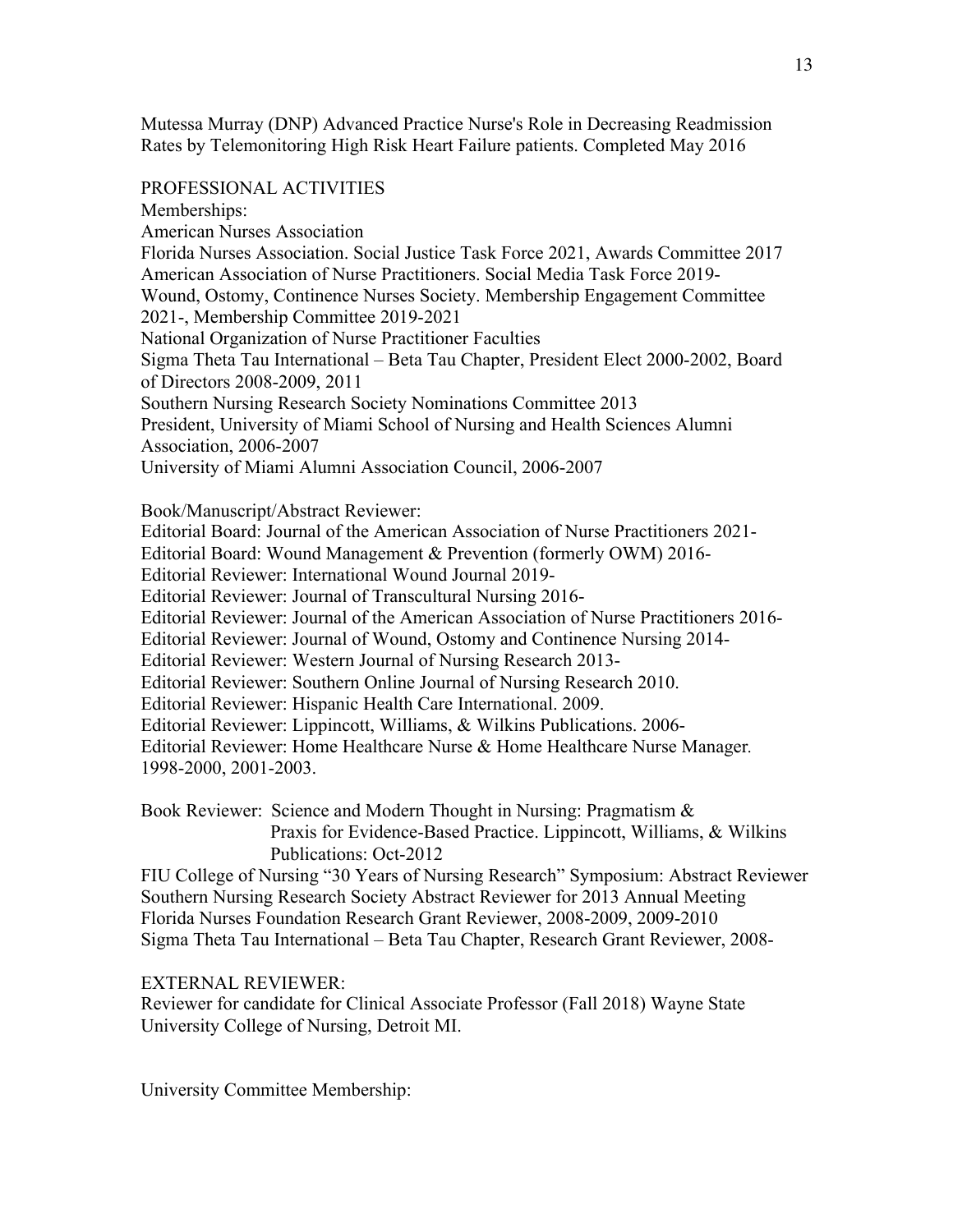Mutessa Murray (DNP) Advanced Practice Nurse's Role in Decreasing Readmission Rates by Telemonitoring High Risk Heart Failure patients. Completed May 2016

## PROFESSIONAL ACTIVITIES

Memberships:

American Nurses Association
Florida Nurses Association. Social Justice Task Force 2021, Awards Committee 2017
American Association of Nurse Practitioners. Social Media Task Force 2019-
Wound, Ostomy, Continence Nurses Society. Membership Engagement Committee 2021-, Membership Committee 2019-2021
National Organization of Nurse Practitioner Faculties
Sigma Theta Tau International – Beta Tau Chapter, President Elect 2000-2002, Board of Directors 2008-2009, 2011
Southern Nursing Research Society Nominations Committee 2013
President, University of Miami School of Nursing and Health Sciences Alumni Association, 2006-2007
University of Miami Alumni Association Council, 2006-2007

Book/Manuscript/Abstract Reviewer:

Editorial Board: Journal of the American Association of Nurse Practitioners 2021-
Editorial Board: Wound Management & Prevention (formerly OWM) 2016-
Editorial Reviewer: International Wound Journal 2019-
Editorial Reviewer: Journal of Transcultural Nursing 2016-
Editorial Reviewer: Journal of the American Association of Nurse Practitioners 2016-
Editorial Reviewer: Journal of Wound, Ostomy and Continence Nursing 2014-
Editorial Reviewer: Western Journal of Nursing Research 2013-
Editorial Reviewer: Southern Online Journal of Nursing Research 2010.
Editorial Reviewer: Hispanic Health Care International. 2009.
Editorial Reviewer: Lippincott, Williams, & Wilkins Publications. 2006-
Editorial Reviewer: Home Healthcare Nurse & Home Healthcare Nurse Manager. 1998-2000, 2001-2003.

Book Reviewer: Science and Modern Thought in Nursing: Pragmatism & Praxis for Evidence-Based Practice. Lippincott, Williams, & Wilkins Publications: Oct-2012
FIU College of Nursing "30 Years of Nursing Research" Symposium: Abstract Reviewer
Southern Nursing Research Society Abstract Reviewer for 2013 Annual Meeting
Florida Nurses Foundation Research Grant Reviewer, 2008-2009, 2009-2010
Sigma Theta Tau International – Beta Tau Chapter, Research Grant Reviewer, 2008-

EXTERNAL REVIEWER:

Reviewer for candidate for Clinical Associate Professor (Fall 2018) Wayne State University College of Nursing, Detroit MI.

University Committee Membership: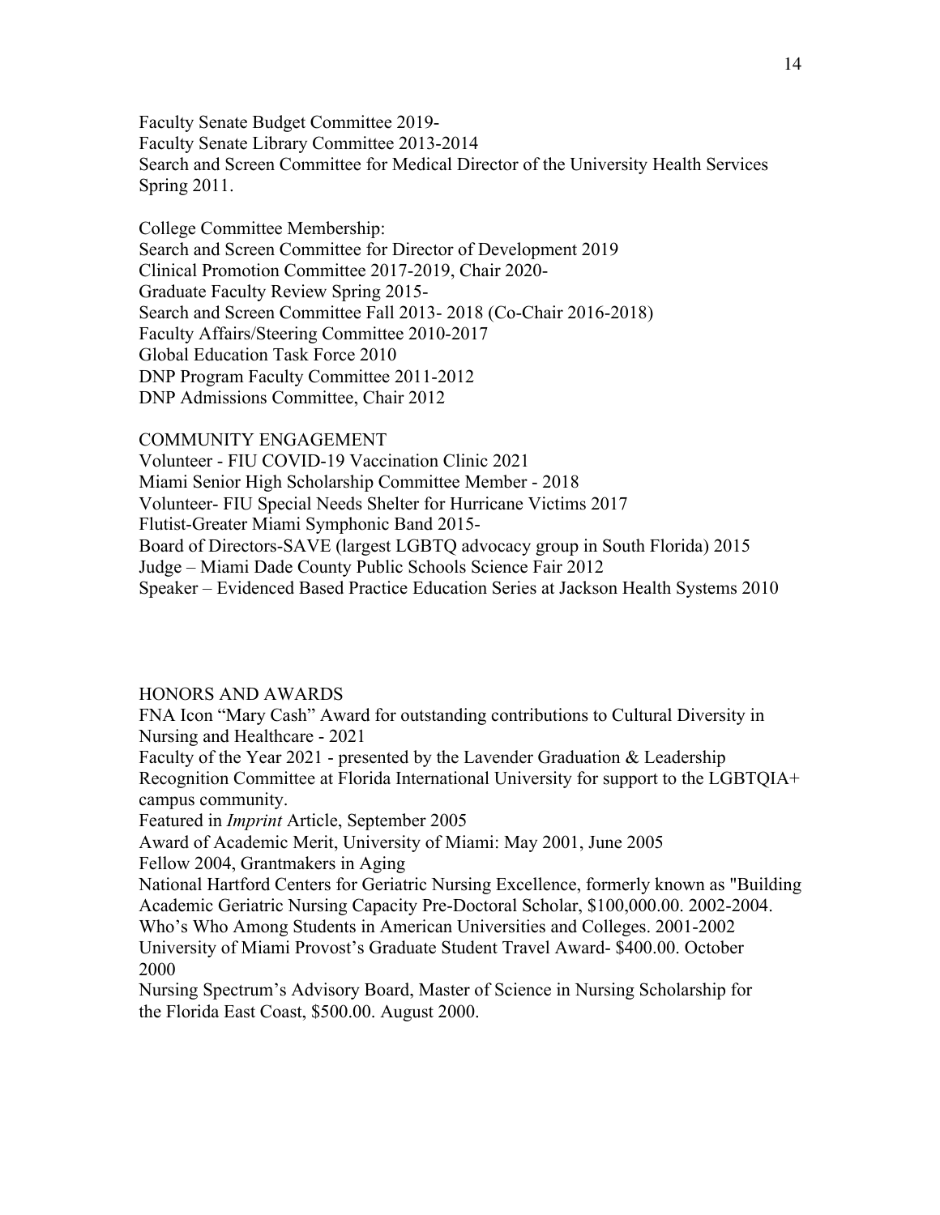Faculty Senate Budget Committee 2019-
Faculty Senate Library Committee 2013-2014
Search and Screen Committee for Medical Director of the University Health Services Spring 2011.

College Committee Membership:
Search and Screen Committee for Director of Development 2019
Clinical Promotion Committee 2017-2019, Chair 2020-
Graduate Faculty Review Spring 2015-
Search and Screen Committee Fall 2013- 2018 (Co-Chair 2016-2018)
Faculty Affairs/Steering Committee 2010-2017
Global Education Task Force 2010
DNP Program Faculty Committee 2011-2012
DNP Admissions Committee, Chair 2012

## COMMUNITY ENGAGEMENT

Volunteer - FIU COVID-19 Vaccination Clinic 2021
Miami Senior High Scholarship Committee Member - 2018
Volunteer- FIU Special Needs Shelter for Hurricane Victims 2017
Flutist-Greater Miami Symphonic Band 2015-
Board of Directors-SAVE (largest LGBTQ advocacy group in South Florida) 2015
Judge – Miami Dade County Public Schools Science Fair 2012
Speaker – Evidenced Based Practice Education Series at Jackson Health Systems 2010

## HONORS AND AWARDS

FNA Icon "Mary Cash" Award for outstanding contributions to Cultural Diversity in Nursing and Healthcare - 2021
Faculty of the Year 2021 - presented by the Lavender Graduation & Leadership Recognition Committee at Florida International University for support to the LGBTQIA+ campus community.
Featured in *Imprint* Article, September 2005
Award of Academic Merit, University of Miami: May 2001, June 2005
Fellow 2004, Grantmakers in Aging
National Hartford Centers for Geriatric Nursing Excellence, formerly known as "Building Academic Geriatric Nursing Capacity Pre-Doctoral Scholar, $100,000.00. 2002-2004.
Who's Who Among Students in American Universities and Colleges. 2001-2002
University of Miami Provost's Graduate Student Travel Award- $400.00. October 2000
Nursing Spectrum's Advisory Board, Master of Science in Nursing Scholarship for the Florida East Coast, $500.00. August 2000.